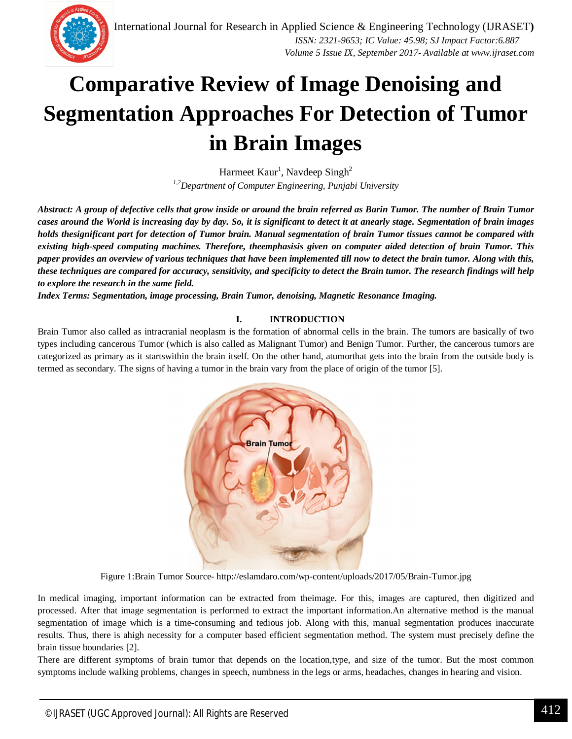# Comparative Review of Image Denoising and Segmentation Approaches For Detection of Tumor in Brain Images

Harmeet Kaur[1], Navdeep Singh[2]

[1,2]*Department of Computer Engineering, Punjabi University*

***Abstract: A group of defective cells that grow inside or around the brain referred as Barin Tumor. The number of Brain Tumor cases around the World is increasing day by day. So, it is significant to detect it at anearly stage. Segmentation of brain images holds thesignificant part for detection of Tumor brain. Manual segmentation of brain Tumor tissues cannot be compared with existing high-speed computing machines. Therefore, theemphasisis given on computer aided detection of brain Tumor. This paper provides an overview of various techniques that have been implemented till now to detect the brain tumor. Along with this, these techniques are compared for accuracy, sensitivity, and specificity to detect the Brain tumor. The research findings will help to explore the research in the same field.***

***Index Terms: Segmentation, image processing, Brain Tumor, denoising, Magnetic Resonance Imaging.***

## I. INTRODUCTION

Brain Tumor also called as intracranial neoplasm is the formation of abnormal cells in the brain. The tumors are basically of two types including cancerous Tumor (which is also called as Malignant Tumor) and Benign Tumor. Further, the cancerous tumors are categorized as primary as it startswithin the brain itself. On the other hand, atumorthat gets into the brain from the outside body is termed as secondary. The signs of having a tumor in the brain vary from the place of origin of the tumor [5].

Figure 1:Brain Tumor Source- http://eslamdaro.com/wp-content/uploads/2017/05/Brain-Tumor.jpg

In medical imaging, important information can be extracted from theimage. For this, images are captured, then digitized and processed. After that image segmentation is performed to extract the important information.An alternative method is the manual segmentation of image which is a time-consuming and tedious job. Along with this, manual segmentation produces inaccurate results. Thus, there is ahigh necessity for a computer based efficient segmentation method. The system must precisely define the brain tissue boundaries [2].

There are different symptoms of brain tumor that depends on the location,type, and size of the tumor. But the most common symptoms include walking problems, changes in speech, numbness in the legs or arms, headaches, changes in hearing and vision.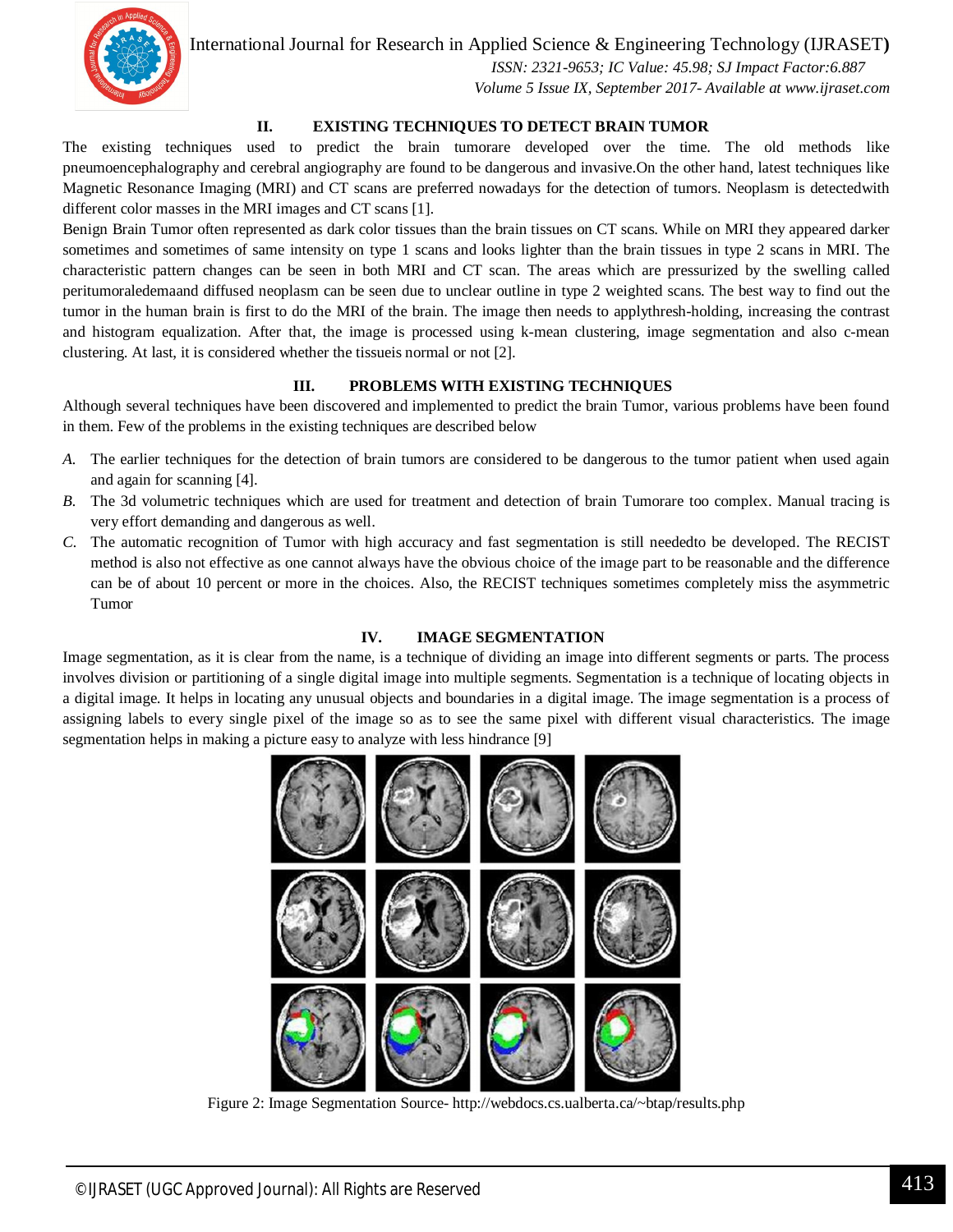## II. EXISTING TECHNIQUES TO DETECT BRAIN TUMOR

The existing techniques used to predict the brain tumorare developed over the time. The old methods like pneumoencephalography and cerebral angiography are found to be dangerous and invasive.On the other hand, latest techniques like Magnetic Resonance Imaging (MRI) and CT scans are preferred nowadays for the detection of tumors. Neoplasm is detectedwith different color masses in the MRI images and CT scans [1].

Benign Brain Tumor often represented as dark color tissues than the brain tissues on CT scans. While on MRI they appeared darker sometimes and sometimes of same intensity on type 1 scans and looks lighter than the brain tissues in type 2 scans in MRI. The characteristic pattern changes can be seen in both MRI and CT scan. The areas which are pressurized by the swelling called peritumoraledemaand diffused neoplasm can be seen due to unclear outline in type 2 weighted scans. The best way to find out the tumor in the human brain is first to do the MRI of the brain. The image then needs to applythresh-holding, increasing the contrast and histogram equalization. After that, the image is processed using k-mean clustering, image segmentation and also c-mean clustering. At last, it is considered whether the tissueis normal or not [2].

## III. PROBLEMS WITH EXISTING TECHNIQUES

Although several techniques have been discovered and implemented to predict the brain Tumor, various problems have been found in them. Few of the problems in the existing techniques are described below

*A.* The earlier techniques for the detection of brain tumors are considered to be dangerous to the tumor patient when used again and again for scanning [4].

*B.* The 3d volumetric techniques which are used for treatment and detection of brain Tumorare too complex. Manual tracing is very effort demanding and dangerous as well.

*C.* The automatic recognition of Tumor with high accuracy and fast segmentation is still neededto be developed. The RECIST method is also not effective as one cannot always have the obvious choice of the image part to be reasonable and the difference can be of about 10 percent or more in the choices. Also, the RECIST techniques sometimes completely miss the asymmetric Tumor

## IV. IMAGE SEGMENTATION

Image segmentation, as it is clear from the name, is a technique of dividing an image into different segments or parts. The process involves division or partitioning of a single digital image into multiple segments. Segmentation is a technique of locating objects in a digital image. It helps in locating any unusual objects and boundaries in a digital image. The image segmentation is a process of assigning labels to every single pixel of the image so as to see the same pixel with different visual characteristics. The image segmentation helps in making a picture easy to analyze with less hindrance [9]

Figure 2: Image Segmentation Source- http://webdocs.cs.ualberta.ca/~btap/results.php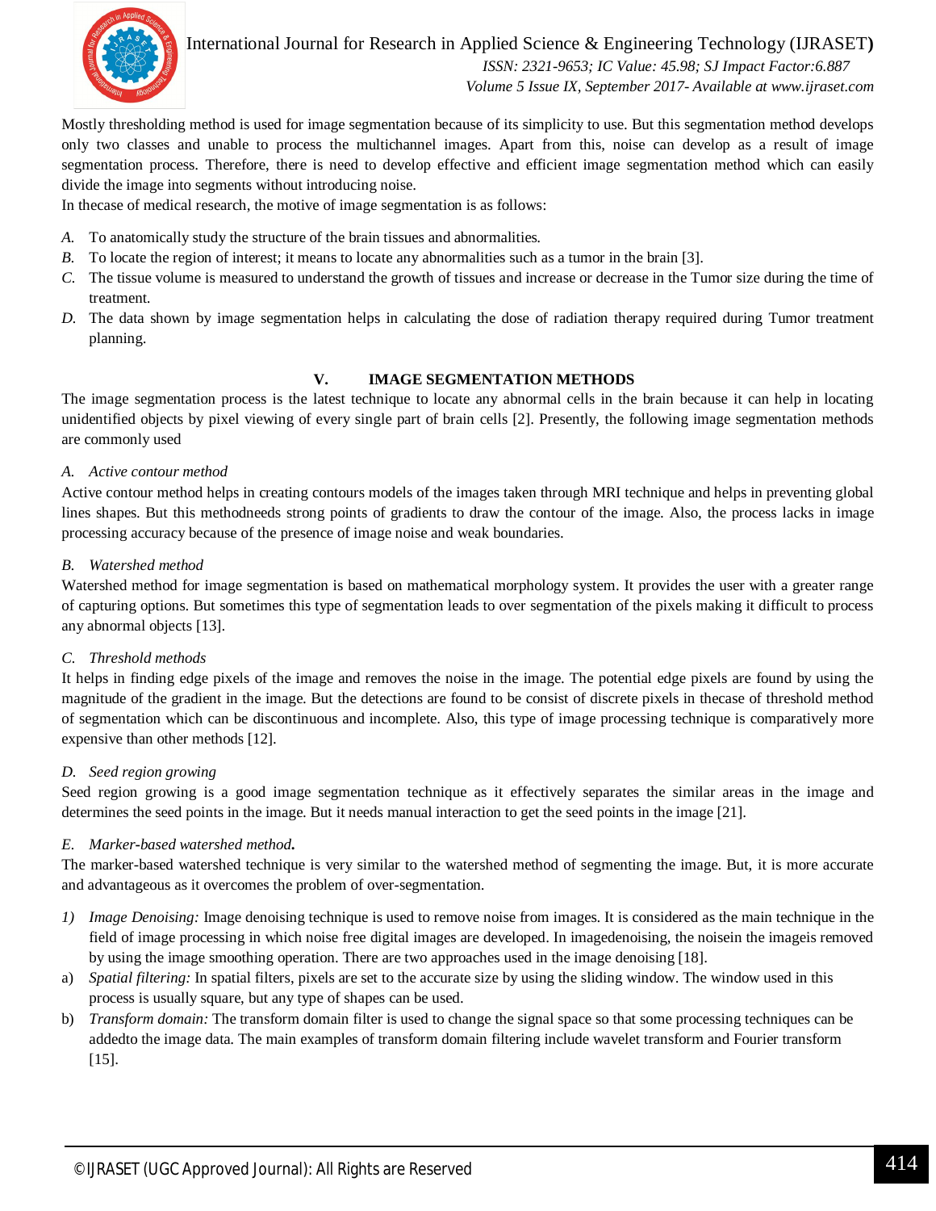Mostly thresholding method is used for image segmentation because of its simplicity to use. But this segmentation method develops only two classes and unable to process the multichannel images. Apart from this, noise can develop as a result of image segmentation process. Therefore, there is need to develop effective and efficient image segmentation method which can easily divide the image into segments without introducing noise.

In thecase of medical research, the motive of image segmentation is as follows:

*A.* To anatomically study the structure of the brain tissues and abnormalities.

*B.* To locate the region of interest; it means to locate any abnormalities such as a tumor in the brain [3].

*C.* The tissue volume is measured to understand the growth of tissues and increase or decrease in the Tumor size during the time of treatment.

*D.* The data shown by image segmentation helps in calculating the dose of radiation therapy required during Tumor treatment planning.

## V. IMAGE SEGMENTATION METHODS

The image segmentation process is the latest technique to locate any abnormal cells in the brain because it can help in locating unidentified objects by pixel viewing of every single part of brain cells [2]. Presently, the following image segmentation methods are commonly used

### *A. Active contour method*

Active contour method helps in creating contours models of the images taken through MRI technique and helps in preventing global lines shapes. But this methodneeds strong points of gradients to draw the contour of the image. Also, the process lacks in image processing accuracy because of the presence of image noise and weak boundaries.

### *B. Watershed method*

Watershed method for image segmentation is based on mathematical morphology system. It provides the user with a greater range of capturing options. But sometimes this type of segmentation leads to over segmentation of the pixels making it difficult to process any abnormal objects [13].

### *C. Threshold methods*

It helps in finding edge pixels of the image and removes the noise in the image. The potential edge pixels are found by using the magnitude of the gradient in the image. But the detections are found to be consist of discrete pixels in thecase of threshold method of segmentation which can be discontinuous and incomplete. Also, this type of image processing technique is comparatively more expensive than other methods [12].

### *D. Seed region growing*

Seed region growing is a good image segmentation technique as it effectively separates the similar areas in the image and determines the seed points in the image. But it needs manual interaction to get the seed points in the image [21].

### *E. Marker-based watershed method.*

The marker-based watershed technique is very similar to the watershed method of segmenting the image. But, it is more accurate and advantageous as it overcomes the problem of over-segmentation.

1) *Image Denoising:* Image denoising technique is used to remove noise from images. It is considered as the main technique in the field of image processing in which noise free digital images are developed. In imagedenoising, the noisein the imageis removed by using the image smoothing operation. There are two approaches used in the image denoising [18].

a) *Spatial filtering:* In spatial filters, pixels are set to the accurate size by using the sliding window. The window used in this process is usually square, but any type of shapes can be used.

b) *Transform domain:* The transform domain filter is used to change the signal space so that some processing techniques can be addedto the image data. The main examples of transform domain filtering include wavelet transform and Fourier transform [15].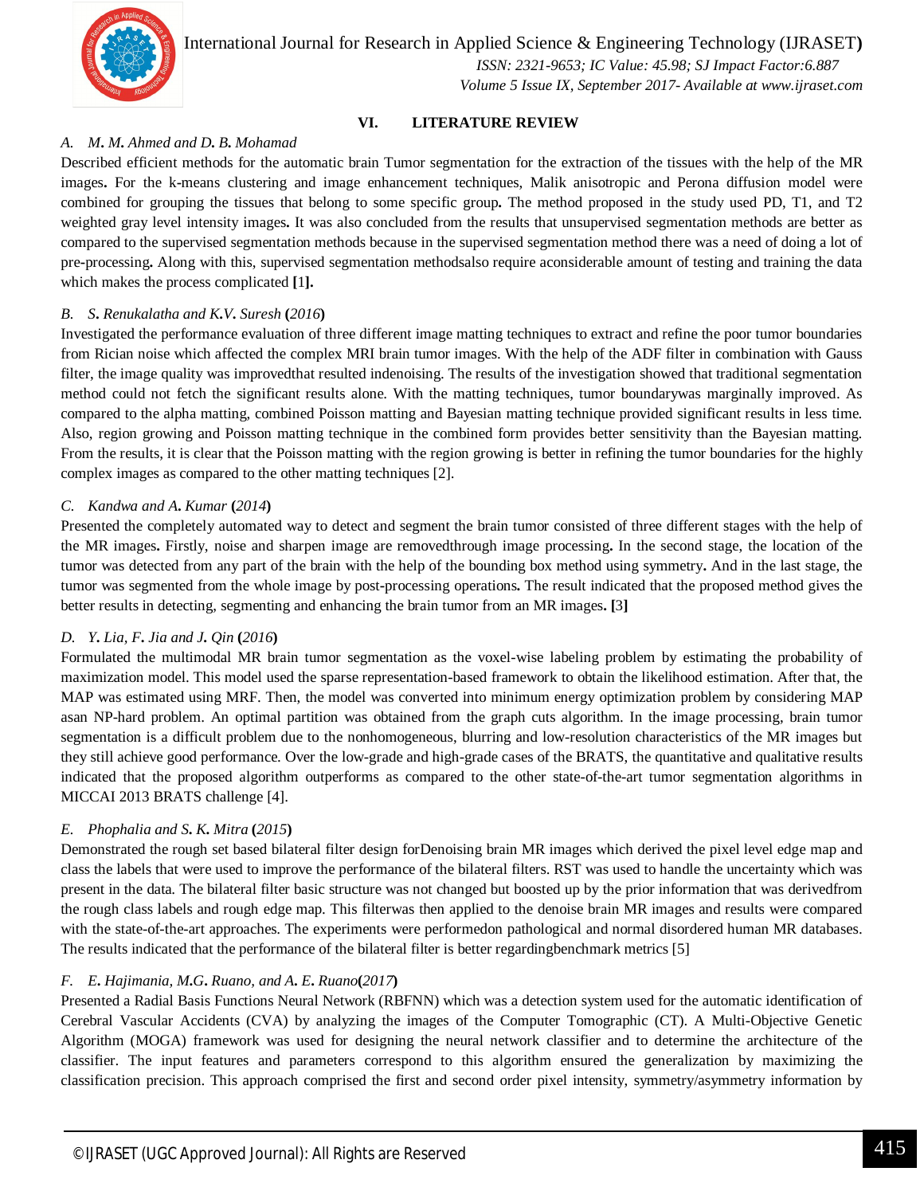## VI. LITERATURE REVIEW

### *A. M. M. Ahmed and D. B. Mohamad*

Described efficient methods for the automatic brain Tumor segmentation for the extraction of the tissues with the help of the MR images**.** For the k-means clustering and image enhancement techniques, Malik anisotropic and Perona diffusion model were combined for grouping the tissues that belong to some specific group**.** The method proposed in the study used PD, T1, and T2 weighted gray level intensity images**.** It was also concluded from the results that unsupervised segmentation methods are better as compared to the supervised segmentation methods because in the supervised segmentation method there was a need of doing a lot of pre-processing**.** Along with this, supervised segmentation methodsalso require aconsiderable amount of testing and training the data which makes the process complicated **[**1**].**

### *B. S. Renukalatha and K.V. Suresh* **(***2016***)**

Investigated the performance evaluation of three different image matting techniques to extract and refine the poor tumor boundaries from Rician noise which affected the complex MRI brain tumor images. With the help of the ADF filter in combination with Gauss filter, the image quality was improvedthat resulted indenoising. The results of the investigation showed that traditional segmentation method could not fetch the significant results alone. With the matting techniques, tumor boundarywas marginally improved. As compared to the alpha matting, combined Poisson matting and Bayesian matting technique provided significant results in less time. Also, region growing and Poisson matting technique in the combined form provides better sensitivity than the Bayesian matting. From the results, it is clear that the Poisson matting with the region growing is better in refining the tumor boundaries for the highly complex images as compared to the other matting techniques [2].

### *C. Kandwa and A. Kumar* **(***2014***)**

Presented the completely automated way to detect and segment the brain tumor consisted of three different stages with the help of the MR images**.** Firstly, noise and sharpen image are removedthrough image processing**.** In the second stage, the location of the tumor was detected from any part of the brain with the help of the bounding box method using symmetry**.** And in the last stage, the tumor was segmented from the whole image by post-processing operations**.** The result indicated that the proposed method gives the better results in detecting, segmenting and enhancing the brain tumor from an MR images**. [**3**]**

### *D. Y. Lia, F. Jia and J. Qin* **(***2016***)**

Formulated the multimodal MR brain tumor segmentation as the voxel-wise labeling problem by estimating the probability of maximization model. This model used the sparse representation-based framework to obtain the likelihood estimation. After that, the MAP was estimated using MRF. Then, the model was converted into minimum energy optimization problem by considering MAP asan NP-hard problem. An optimal partition was obtained from the graph cuts algorithm. In the image processing, brain tumor segmentation is a difficult problem due to the nonhomogeneous, blurring and low-resolution characteristics of the MR images but they still achieve good performance. Over the low-grade and high-grade cases of the BRATS, the quantitative and qualitative results indicated that the proposed algorithm outperforms as compared to the other state-of-the-art tumor segmentation algorithms in MICCAI 2013 BRATS challenge [4].

### *E. Phophalia and S. K. Mitra* **(***2015***)**

Demonstrated the rough set based bilateral filter design forDenoising brain MR images which derived the pixel level edge map and class the labels that were used to improve the performance of the bilateral filters. RST was used to handle the uncertainty which was present in the data. The bilateral filter basic structure was not changed but boosted up by the prior information that was derivedfrom the rough class labels and rough edge map. This filterwas then applied to the denoise brain MR images and results were compared with the state-of-the-art approaches. The experiments were performedon pathological and normal disordered human MR databases. The results indicated that the performance of the bilateral filter is better regardingbenchmark metrics [5]

### *F. E. Hajimania, M.G. Ruano, and A. E. Ruano***(***2017***)**

Presented a Radial Basis Functions Neural Network (RBFNN) which was a detection system used for the automatic identification of Cerebral Vascular Accidents (CVA) by analyzing the images of the Computer Tomographic (CT). A Multi-Objective Genetic Algorithm (MOGA) framework was used for designing the neural network classifier and to determine the architecture of the classifier. The input features and parameters correspond to this algorithm ensured the generalization by maximizing the classification precision. This approach comprised the first and second order pixel intensity, symmetry/asymmetry information by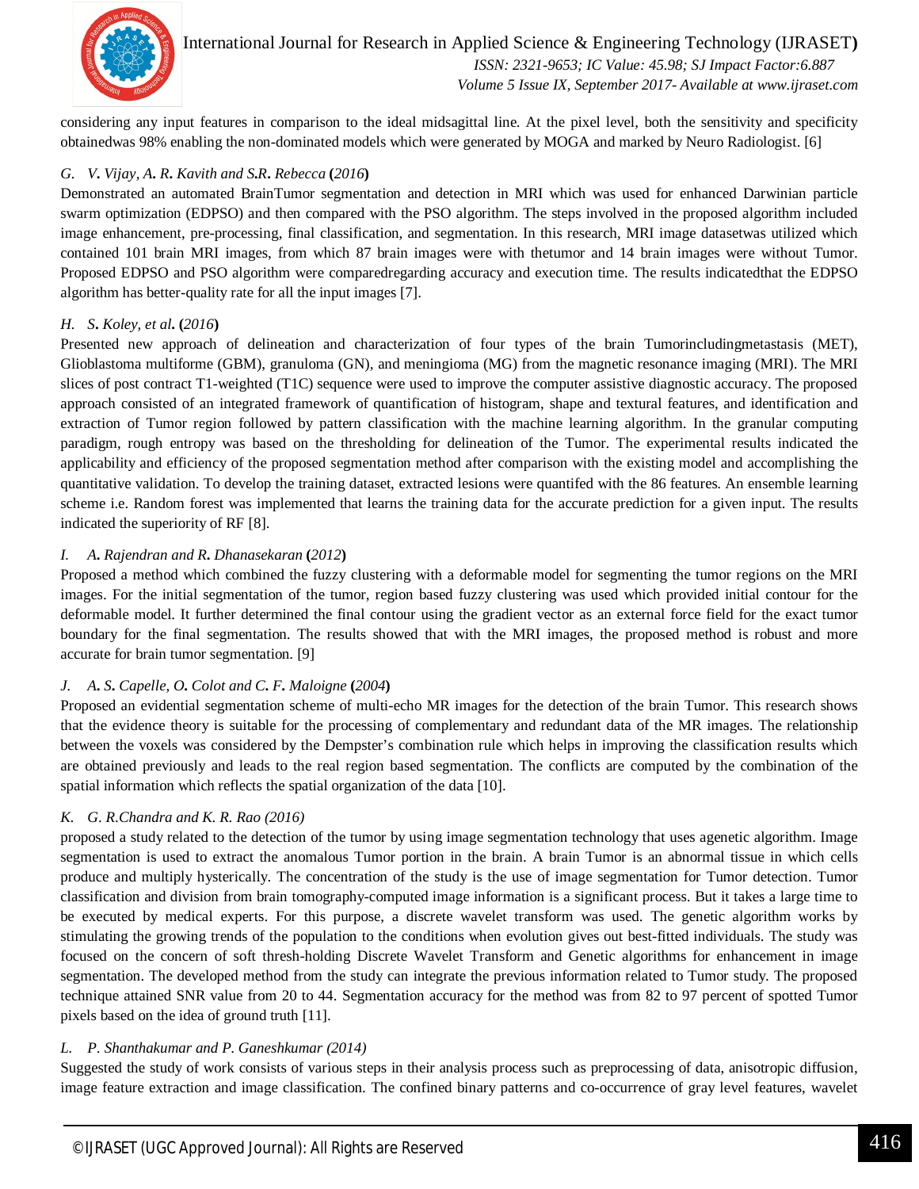considering any input features in comparison to the ideal midsagittal line. At the pixel level, both the sensitivity and specificity obtainedwas 98% enabling the non-dominated models which were generated by MOGA and marked by Neuro Radiologist. [6]

### G. *V. Vijay, A. R. Kavith and S.R. Rebecca* (*2016*)

Demonstrated an automated BrainTumor segmentation and detection in MRI which was used for enhanced Darwinian particle swarm optimization (EDPSO) and then compared with the PSO algorithm. The steps involved in the proposed algorithm included image enhancement, pre-processing, final classification, and segmentation. In this research, MRI image datasetwas utilized which contained 101 brain MRI images, from which 87 brain images were with thetumor and 14 brain images were without Tumor. Proposed EDPSO and PSO algorithm were comparedregarding accuracy and execution time. The results indicatedthat the EDPSO algorithm has better-quality rate for all the input images [7].

### H. *S. Koley, et al.* (*2016*)

Presented new approach of delineation and characterization of four types of the brain Tumorincludingmetastasis (MET), Glioblastoma multiforme (GBM), granuloma (GN), and meningioma (MG) from the magnetic resonance imaging (MRI). The MRI slices of post contract T1-weighted (T1C) sequence were used to improve the computer assistive diagnostic accuracy. The proposed approach consisted of an integrated framework of quantification of histogram, shape and textural features, and identification and extraction of Tumor region followed by pattern classification with the machine learning algorithm. In the granular computing paradigm, rough entropy was based on the thresholding for delineation of the Tumor. The experimental results indicated the applicability and efficiency of the proposed segmentation method after comparison with the existing model and accomplishing the quantitative validation. To develop the training dataset, extracted lesions were quantifed with the 86 features. An ensemble learning scheme i.e. Random forest was implemented that learns the training data for the accurate prediction for a given input. The results indicated the superiority of RF [8].

### I. *A. Rajendran and R. Dhanasekaran* (*2012*)

Proposed a method which combined the fuzzy clustering with a deformable model for segmenting the tumor regions on the MRI images. For the initial segmentation of the tumor, region based fuzzy clustering was used which provided initial contour for the deformable model. It further determined the final contour using the gradient vector as an external force field for the exact tumor boundary for the final segmentation. The results showed that with the MRI images, the proposed method is robust and more accurate for brain tumor segmentation. [9]

### J. *A. S. Capelle, O. Colot and C. F. Maloigne* (*2004*)

Proposed an evidential segmentation scheme of multi-echo MR images for the detection of the brain Tumor. This research shows that the evidence theory is suitable for the processing of complementary and redundant data of the MR images. The relationship between the voxels was considered by the Dempster's combination rule which helps in improving the classification results which are obtained previously and leads to the real region based segmentation. The conflicts are computed by the combination of the spatial information which reflects the spatial organization of the data [10].

### K. *G. R.Chandra and K. R. Rao (2016)*

proposed a study related to the detection of the tumor by using image segmentation technology that uses agenetic algorithm. Image segmentation is used to extract the anomalous Tumor portion in the brain. A brain Tumor is an abnormal tissue in which cells produce and multiply hysterically. The concentration of the study is the use of image segmentation for Tumor detection. Tumor classification and division from brain tomography-computed image information is a significant process. But it takes a large time to be executed by medical experts. For this purpose, a discrete wavelet transform was used. The genetic algorithm works by stimulating the growing trends of the population to the conditions when evolution gives out best-fitted individuals. The study was focused on the concern of soft thresh-holding Discrete Wavelet Transform and Genetic algorithms for enhancement in image segmentation. The developed method from the study can integrate the previous information related to Tumor study. The proposed technique attained SNR value from 20 to 44. Segmentation accuracy for the method was from 82 to 97 percent of spotted Tumor pixels based on the idea of ground truth [11].

### L. *P. Shanthakumar and P. Ganeshkumar (2014)*

Suggested the study of work consists of various steps in their analysis process such as preprocessing of data, anisotropic diffusion, image feature extraction and image classification. The confined binary patterns and co-occurrence of gray level features, wavelet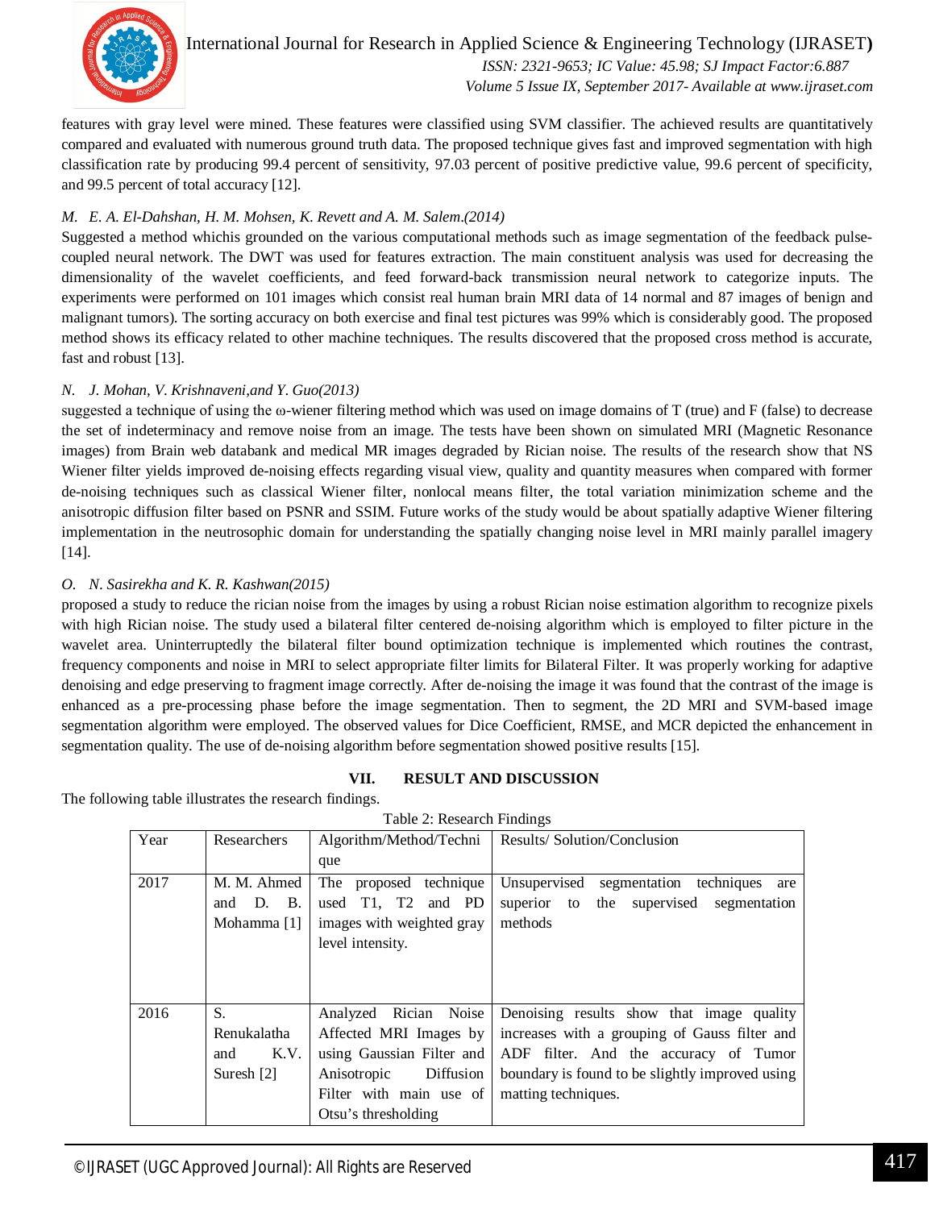features with gray level were mined. These features were classified using SVM classifier. The achieved results are quantitatively compared and evaluated with numerous ground truth data. The proposed technique gives fast and improved segmentation with high classification rate by producing 99.4 percent of sensitivity, 97.03 percent of positive predictive value, 99.6 percent of specificity, and 99.5 percent of total accuracy [12].

*M. E. A. El-Dahshan, H. M. Mohsen, K. Revett and A. M. Salem.(2014)*

Suggested a method whichis grounded on the various computational methods such as image segmentation of the feedback pulse-coupled neural network. The DWT was used for features extraction. The main constituent analysis was used for decreasing the dimensionality of the wavelet coefficients, and feed forward-back transmission neural network to categorize inputs. The experiments were performed on 101 images which consist real human brain MRI data of 14 normal and 87 images of benign and malignant tumors). The sorting accuracy on both exercise and final test pictures was 99% which is considerably good. The proposed method shows its efficacy related to other machine techniques. The results discovered that the proposed cross method is accurate, fast and robust [13].

*N. J. Mohan, V. Krishnaveni,and Y. Guo(2013)*

suggested a technique of using the ω-wiener filtering method which was used on image domains of T (true) and F (false) to decrease the set of indeterminacy and remove noise from an image. The tests have been shown on simulated MRI (Magnetic Resonance images) from Brain web databank and medical MR images degraded by Rician noise. The results of the research show that NS Wiener filter yields improved de-noising effects regarding visual view, quality and quantity measures when compared with former de-noising techniques such as classical Wiener filter, nonlocal means filter, the total variation minimization scheme and the anisotropic diffusion filter based on PSNR and SSIM. Future works of the study would be about spatially adaptive Wiener filtering implementation in the neutrosophic domain for understanding the spatially changing noise level in MRI mainly parallel imagery [14].

*O. N. Sasirekha and K. R. Kashwan(2015)*

proposed a study to reduce the rician noise from the images by using a robust Rician noise estimation algorithm to recognize pixels with high Rician noise. The study used a bilateral filter centered de-noising algorithm which is employed to filter picture in the wavelet area. Uninterruptedly the bilateral filter bound optimization technique is implemented which routines the contrast, frequency components and noise in MRI to select appropriate filter limits for Bilateral Filter. It was properly working for adaptive denoising and edge preserving to fragment image correctly. After de-noising the image it was found that the contrast of the image is enhanced as a pre-processing phase before the image segmentation. Then to segment, the 2D MRI and SVM-based image segmentation algorithm were employed. The observed values for Dice Coefficient, RMSE, and MCR depicted the enhancement in segmentation quality. The use of de-noising algorithm before segmentation showed positive results [15].

## VII. RESULT AND DISCUSSION

The following table illustrates the research findings.

Table 2: Research Findings

| Year | Researchers | Algorithm/Method/Technique | Results/ Solution/Conclusion |
|---|---|---|---|
| 2017 | M. M. Ahmed and D. B. Mohamma [1] | The proposed technique used T1, T2 and PD images with weighted gray level intensity. | Unsupervised segmentation techniques are superior to the supervised segmentation methods |
| 2016 | S. Renukalatha and K.V. Suresh [2] | Analyzed Rician Noise Affected MRI Images by using Gaussian Filter and Anisotropic Diffusion Filter with main use of Otsu's thresholding | Denoising results show that image quality increases with a grouping of Gauss filter and ADF filter. And the accuracy of Tumor boundary is found to be slightly improved using matting techniques. |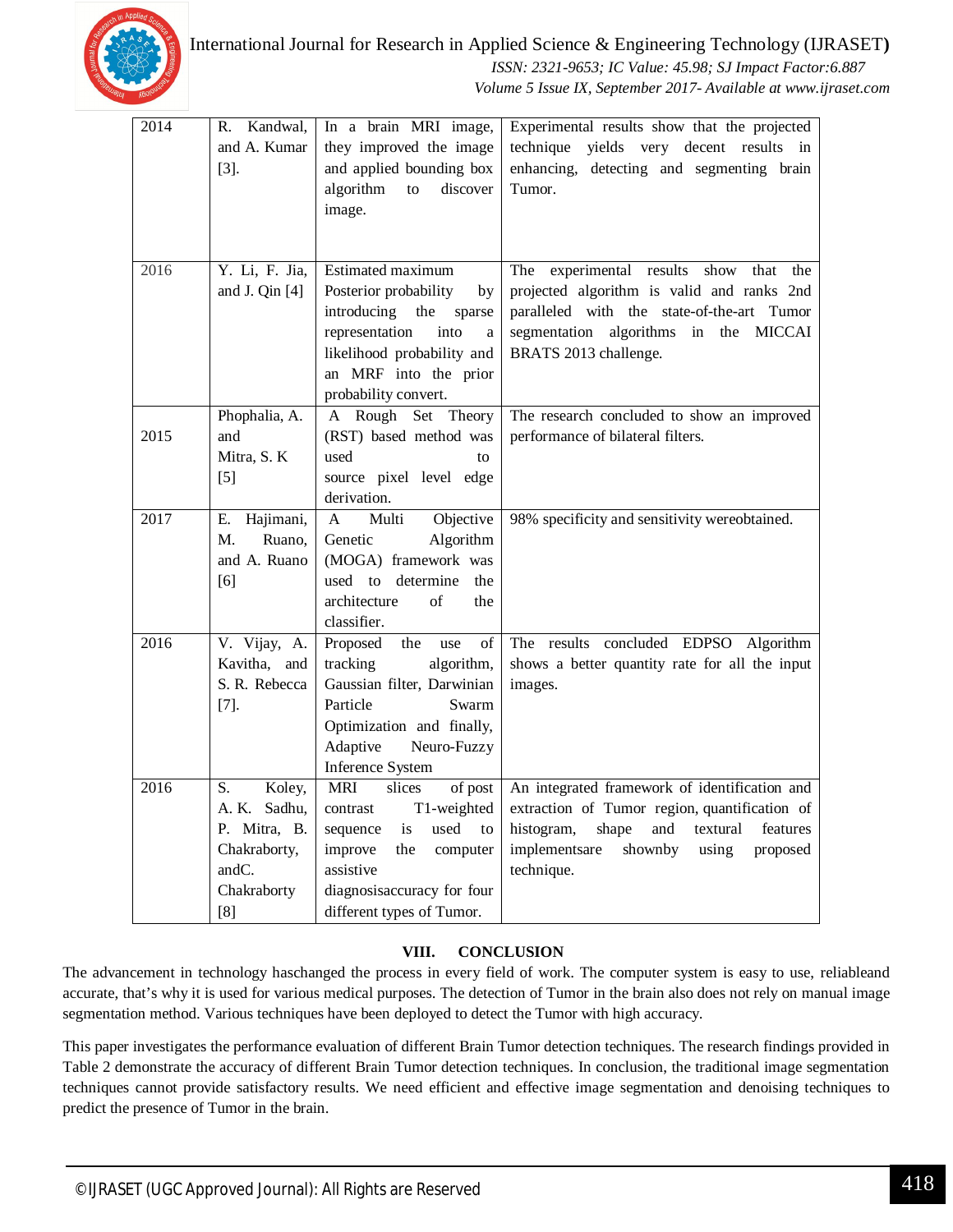| 2014 | R. Kandwal, and A. Kumar [3]. | In a brain MRI image, they improved the image and applied bounding box algorithm to discover image. | Experimental results show that the projected technique yields very decent results in enhancing, detecting and segmenting brain Tumor. |
|---|---|---|---|
| 2016 | Y. Li, F. Jia, and J. Qin [4] | Estimated maximum Posterior probability by introducing the sparse representation into a likelihood probability and an MRF into the prior probability convert. | The experimental results show that the projected algorithm is valid and ranks 2nd paralleled with the state-of-the-art Tumor segmentation algorithms in the MICCAI BRATS 2013 challenge. |
| 2015 | Phophalia, A. and Mitra, S. K [5] | A Rough Set Theory (RST) based method was used to source pixel level edge derivation. | The research concluded to show an improved performance of bilateral filters. |
| 2017 | E. Hajimani, M. Ruano, and A. Ruano [6] | A Multi Objective Genetic Algorithm (MOGA) framework was used to determine the architecture of the classifier. | 98% specificity and sensitivity wereobtained. |
| 2016 | V. Vijay, A. Kavitha, and S. R. Rebecca [7]. | Proposed the use of tracking algorithm, Gaussian filter, Darwinian Particle Swarm Optimization and finally, Adaptive Neuro-Fuzzy Inference System | The results concluded EDPSO Algorithm shows a better quantity rate for all the input images. |
| 2016 | S. Koley, A. K. Sadhu, P. Mitra, B. Chakraborty, andC. Chakraborty [8] | MRI slices of post contrast T1-weighted sequence is used to improve the computer assistive diagnosisaccuracy for four different types of Tumor. | An integrated framework of identification and extraction of Tumor region, quantification of histogram, shape and textural features implementsare shownby using proposed technique. |

## VIII. CONCLUSION

The advancement in technology haschanged the process in every field of work. The computer system is easy to use, reliableand accurate, that's why it is used for various medical purposes. The detection of Tumor in the brain also does not rely on manual image segmentation method. Various techniques have been deployed to detect the Tumor with high accuracy.

This paper investigates the performance evaluation of different Brain Tumor detection techniques. The research findings provided in Table 2 demonstrate the accuracy of different Brain Tumor detection techniques. In conclusion, the traditional image segmentation techniques cannot provide satisfactory results. We need efficient and effective image segmentation and denoising techniques to predict the presence of Tumor in the brain.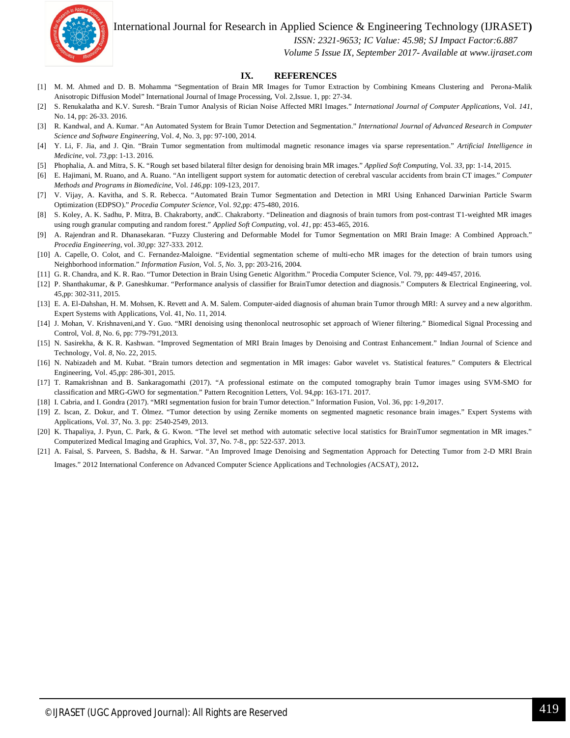## IX. REFERENCES

[1] M. M. Ahmed and D. B. Mohamma "Segmentation of Brain MR Images for Tumor Extraction by Combining Kmeans Clustering and Perona-Malik Anisotropic Diffusion Model" International Journal of Image Processing, Vol. 2,Issue. 1, pp: 27-34.

[2] S. Renukalatha and K.V. Suresh. "Brain Tumor Analysis of Rician Noise Affected MRI Images." *International Journal of Computer Applications*, Vol. *141*, No. 14, pp: 26-33. 2016.

[3] R. Kandwal, and A. Kumar. "An Automated System for Brain Tumor Detection and Segmentation." *International Journal of Advanced Research in Computer Science and Software Engineering*, Vol. *4*, No. 3, pp: 97-100, 2014.

[4] Y. Li, F. Jia, and J. Qin. "Brain Tumor segmentation from multimodal magnetic resonance images via sparse representation." *Artificial Intelligence in Medicine*, vol. *73*,pp: 1-13. 2016.

[5] Phophalia, A. and Mitra, S. K. "Rough set based bilateral filter design for denoising brain MR images." *Applied Soft Computing*, Vol. *33*, pp: 1-14, 2015.

[6] E. Hajimani, M. Ruano, and A. Ruano. "An intelligent support system for automatic detection of cerebral vascular accidents from brain CT images." *Computer Methods and Programs in Biomedicine*, Vol. *146*,pp: 109-123, 2017.

[7] V. Vijay, A. Kavitha, and S. R. Rebecca. "Automated Brain Tumor Segmentation and Detection in MRI Using Enhanced Darwinian Particle Swarm Optimization (EDPSO)." *Procedia Computer Science*, Vol. *92*,pp: 475-480, 2016.

[8] S. Koley, A. K. Sadhu, P. Mitra, B. Chakraborty, andC. Chakraborty. "Delineation and diagnosis of brain tumors from post-contrast T1-weighted MR images using rough granular computing and random forest." *Applied Soft Computing*, vol. *41*, pp: 453-465, 2016.

[9] A. Rajendran and R. Dhanasekaran. "Fuzzy Clustering and Deformable Model for Tumor Segmentation on MRI Brain Image: A Combined Approach." *Procedia Engineering*, vol. *30*,pp: 327-333. 2012.

[10] A. Capelle, O. Colot, and C. Fernandez-Maloigne. "Evidential segmentation scheme of multi-echo MR images for the detection of brain tumors using Neighborhood information." *Information Fusion*, Vol. *5, No.* 3, pp: 203-216, 2004.

[11] G. R. Chandra, and K. R. Rao. "Tumor Detection in Brain Using Genetic Algorithm." Procedia Computer Science, Vol. 79, pp: 449-457, 2016.

[12] P. Shanthakumar, & P. Ganeshkumar. "Performance analysis of classifier for BrainTumor detection and diagnosis." Computers & Electrical Engineering, vol. 45,pp: 302-311, 2015.

[13] E. A. El-Dahshan, H. M. Mohsen, K. Revett and A. M. Salem. Computer-aided diagnosis of ahuman brain Tumor through MRI: A survey and a new algorithm. Expert Systems with Applications, Vol. 41, No. 11, 2014.

[14] J. Mohan, V. Krishnaveni,and Y. Guo. "MRI denoising using thenonlocal neutrosophic set approach of Wiener filtering." Biomedical Signal Processing and Control, Vol. *8*, No. 6, pp: 779-791,2013.

[15] N. Sasirekha, & K. R. Kashwan. "Improved Segmentation of MRI Brain Images by Denoising and Contrast Enhancement." Indian Journal of Science and Technology, Vol. *8*, No. 22, 2015.

[16] N. Nabizadeh and M. Kubat. "Brain tumors detection and segmentation in MR images: Gabor wavelet vs. Statistical features." Computers & Electrical Engineering, Vol. 45,pp: 286-301, 2015.

[17] T. Ramakrishnan and B. Sankaragomathi (2017). "A professional estimate on the computed tomography brain Tumor images using SVM-SMO for classification and MRG-GWO for segmentation." Pattern Recognition Letters, Vol. 94,pp: 163-171. 2017.

[18] I. Cabria, and I. Gondra (2017). "MRI segmentation fusion for brain Tumor detection." Information Fusion, Vol. 36, pp: 1-9,2017.

[19] Z. Iscan, Z. Dokur, and T. Ölmez. "Tumor detection by using Zernike moments on segmented magnetic resonance brain images." Expert Systems with Applications, Vol. 37, No. 3. pp: 2540-2549, 2013.

[20] K. Thapaliya, J. Pyun, C. Park, & G. Kwon. "The level set method with automatic selective local statistics for BrainTumor segmentation in MR images." Computerized Medical Imaging and Graphics, Vol. 37, No. 7-8., pp: 522-537. 2013.

[21] A. Faisal, S. Parveen, S. Badsha, & H. Sarwar. "An Improved Image Denoising and Segmentation Approach for Detecting Tumor from 2-D MRI Brain Images." 2012 International Conference on Advanced Computer Science Applications and Technologies *(*ACSAT*)*, 2012.